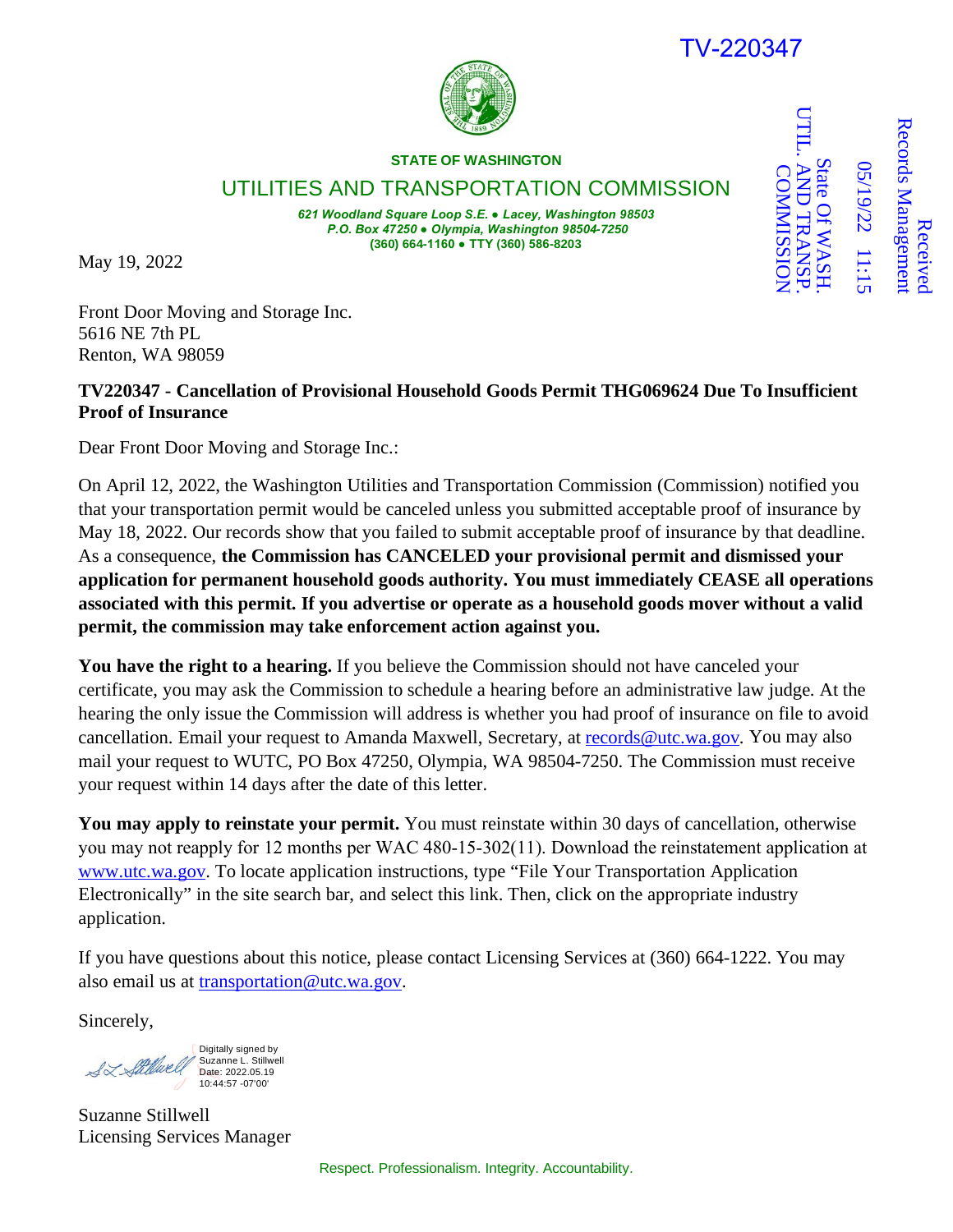TV-220347

Received
Records Management
05/19/22 11:15
State Of WASH.
UTIL. AND TRANSP.
COMMISSION

**STATE OF WASHINGTON**

UTILITIES AND TRANSPORTATION COMMISSION

***621 Woodland Square Loop S.E. ● Lacey, Washington 98503***
***P.O. Box 47250 ● Olympia, Washington 98504-7250***
**(360) 664-1160 ● TTY (360) 586-8203**

May 19, 2022

Front Door Moving and Storage Inc.
5616 NE 7th PL
Renton, WA 98059

**TV220347 - Cancellation of Provisional Household Goods Permit THG069624 Due To Insufficient Proof of Insurance**

Dear Front Door Moving and Storage Inc.:

On April 12, 2022, the Washington Utilities and Transportation Commission (Commission) notified you that your transportation permit would be canceled unless you submitted acceptable proof of insurance by May 18, 2022. Our records show that you failed to submit acceptable proof of insurance by that deadline. As a consequence, **the Commission has CANCELED your provisional permit and dismissed your application for permanent household goods authority. You must immediately CEASE all operations associated with this permit. If you advertise or operate as a household goods mover without a valid permit, the commission may take enforcement action against you.**

**You have the right to a hearing.** If you believe the Commission should not have canceled your certificate, you may ask the Commission to schedule a hearing before an administrative law judge. At the hearing the only issue the Commission will address is whether you had proof of insurance on file to avoid cancellation. Email your request to Amanda Maxwell, Secretary, at records@utc.wa.gov. You may also mail your request to WUTC, PO Box 47250, Olympia, WA 98504-7250. The Commission must receive your request within 14 days after the date of this letter.

**You may apply to reinstate your permit.** You must reinstate within 30 days of cancellation, otherwise you may not reapply for 12 months per WAC 480-15-302(11). Download the reinstatement application at www.utc.wa.gov. To locate application instructions, type "File Your Transportation Application Electronically" in the site search bar, and select this link. Then, click on the appropriate industry application.

If you have questions about this notice, please contact Licensing Services at (360) 664-1222. You may also email us at transportation@utc.wa.gov.

Sincerely,

Digitally signed by Suzanne L. Stillwell
Date: 2022.05.19 10:44:57 -07'00'

Suzanne Stillwell
Licensing Services Manager

Respect. Professionalism. Integrity. Accountability.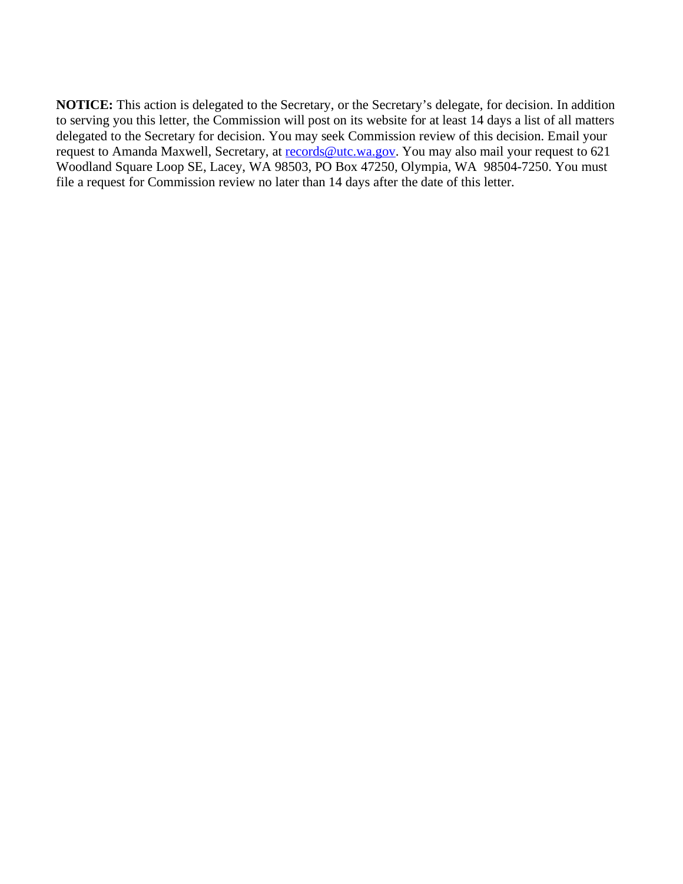**NOTICE:** This action is delegated to the Secretary, or the Secretary's delegate, for decision. In addition to serving you this letter, the Commission will post on its website for at least 14 days a list of all matters delegated to the Secretary for decision. You may seek Commission review of this decision. Email your request to Amanda Maxwell, Secretary, at records@utc.wa.gov. You may also mail your request to 621 Woodland Square Loop SE, Lacey, WA 98503, PO Box 47250, Olympia, WA 98504-7250. You must file a request for Commission review no later than 14 days after the date of this letter.